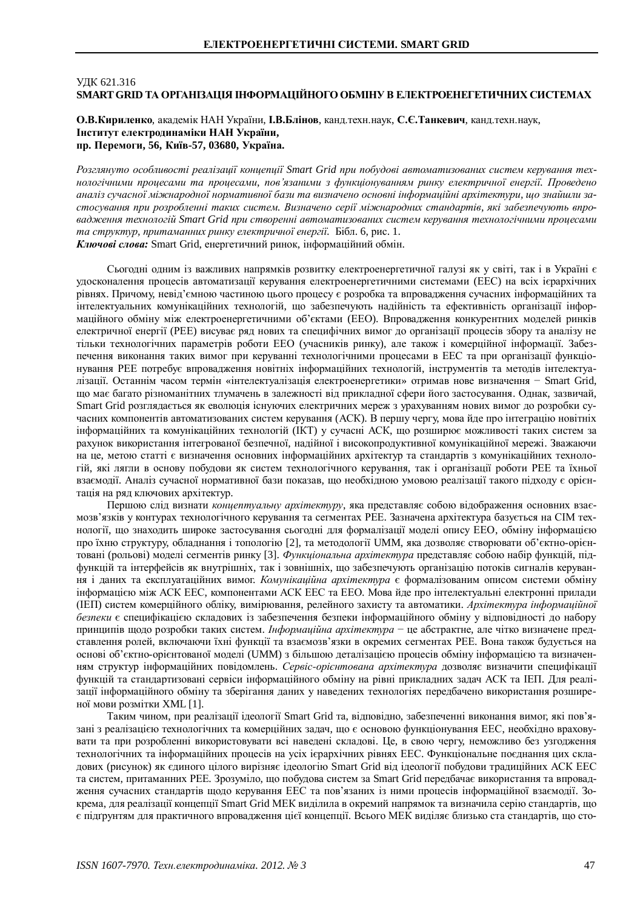УДК 621.316

# SMART GRID ТА ОРГАНІЗАЦІЯ ІНФОРМАЦІЙНОГО ОБМІНУ В ЕЛЕКТРОЕНЕГЕТИЧНИХ СИСТЕМАХ

**О.В.Кириленко**, академік НАН України, **І.В.Блінов**, канд.техн.наук, **С.Є.Танкевич**, канд.техн.наук,
**Інститут електродинаміки НАН України,**
**пр. Перемоги, 56, Київ-57, 03680, Україна.**

*Розглянуто особливості реалізації концепції Smart Grid при побудові автоматизованих систем керування технологічними процесами та процесами, пов'язаними з функціонуванням ринку електричної енергії. Проведено аналіз сучасної міжнародної нормативної бази та визначено основні інформаційні архітектури, що знайшли застосування при розробленні таких систем. Визначено серії міжнародних стандартів, які забезпечують впровадження технологій Smart Grid при створенні автоматизованих систем керування технологічними процесами та структур, притаманних ринку електричної енергії.* Бібл. 6, рис. 1.

***Ключові слова:*** Smart Grid, енергетичний ринок, інформаційний обмін.

Сьогодні одним із важливих напрямків розвитку електроенергетичної галузі як у світі, так і в Україні є удосконалення процесів автоматизації керування електроенергетичними системами (ЕЕС) на всіх ієрархічних рівнях. Причому, невід'ємною частиною цього процесу є розробка та впровадження сучасних інформаційних та інтелектуальних комунікаційних технологій, що забезпечують надійність та ефективність організації інформаційного обміну між електроенергетичними об'єктами (ЕЕО). Впровадження конкурентних моделей ринків електричної енергії (РЕЕ) висуває ряд нових та специфічних вимог до організації процесів збору та аналізу не тільки технологічних параметрів роботи ЕЕО (учасників ринку), але також і комерційної інформації. Забезпечення виконання таких вимог при керуванні технологічними процесами в ЕЕС та при організації функціонування РЕЕ потребує впровадження новітніх інформаційних технологій, інструментів та методів інтелектуалізації. Останнім часом термін «інтелектуалізація електроенергетики» отримав нове визначення − Smart Grid, що має багато різноманітних тлумачень в залежності від прикладної сфери його застосування. Однак, зазвичай, Smart Grid розглядається як еволюція існуючих електричних мереж з урахуванням нових вимог до розробки сучасних компонентів автоматизованих систем керування (АСК). В першу чергу, мова йде про інтеграцію новітніх інформаційних та комунікаційних технологій (ІКТ) у сучасні АСК, що розширює можливості таких систем за рахунок використання інтегрованої безпечної, надійної і високопродуктивної комунікаційної мережі. Зважаючи на це, метою статті є визначення основних інформаційних архітектур та стандартів з комунікаційних технологій, які лягли в основу побудови як систем технологічного керування, так і організації роботи РЕЕ та їхньої взаємодії. Аналіз сучасної нормативної бази показав, що необхідною умовою реалізації такого підходу є орієнтація на ряд ключових архітектур.

Першою слід визнати *концептуальну архітектуру*, яка представляє собою відображення основних взаємозв'язків у контурах технологічного керування та сегментах РЕЕ. Зазначена архітектура базується на CIM технології, що знаходить широке застосування сьогодні для формалізації моделі опису ЕЕО, обміну інформацією про їхню структуру, обладнання і топологію [2], та методології UMM, яка дозволяє створювати об'єктно-орієнтовані (рольові) моделі сегментів ринку [3]. *Функціональна архітектура* представляє собою набір функцій, підфункцій та інтерфейсів як внутрішніх, так і зовнішніх, що забезпечують організацію потоків сигналів керування і даних та експлуатаційних вимог. *Комунікаційна архітектура* є формалізованим описом системи обміну інформацією між АСК ЕЕС, компонентами АСК ЕЕС та ЕЕО. Мова йде про інтелектуальні електронні прилади (ІЕП) систем комерційного обліку, вимірювання, релейного захисту та автоматики. *Архітектура інформаційної безпеки* є специфікацією складових із забезпечення безпеки інформаційного обміну у відповідності до набору принципів щодо розробки таких систем. *Інформаційна архітектура* − це абстрактне, але чітко визначене представлення ролей, включаючи їхні функції та взаємозв'язки в окремих сегментах РЕЕ. Вона також будується на основі об'єктно-орієнтованої моделі (UMM) з більшою деталізацією процесів обміну інформацією та визначенням структур інформаційних повідомлень. *Сервіс-орієнтована архітектура* дозволяє визначити специфікації функцій та стандартизовані сервіси інформаційного обміну на рівні прикладних задач АСК та ІЕП. Для реалізації інформаційного обміну та зберігання даних у наведених технологіях передбачено використання розширеної мови розмітки XML [1].

Таким чином, при реалізації ідеології Smart Grid та, відповідно, забезпеченні виконання вимог, які пов'язані з реалізацією технологічних та комерційних задач, що є основою функціонування ЕЕС, необхідно враховувати та при розробленні використовувати всі наведені складові. Це, в свою чергу, неможливо без узгодження технологічних та інформаційних процесів на усіх ієрархічних рівнях ЕЕС. Функціональне поєднання цих складових (рисунок) як єдиного цілого вирізняє ідеологію Smart Grid від ідеології побудови традиційних АСК ЕЕС та систем, притаманних РЕЕ. Зрозуміло, що побудова систем за Smart Grid передбачає використання та впровадження сучасних стандартів щодо керування ЕЕС та пов'язаних із ними процесів інформаційної взаємодії. Зокрема, для реалізації концепції Smart Grid МЕК виділила в окремий напрямок та визначила серію стандартів, що є підґрунтям для практичного впровадження цієї концепції. Всього МЕК виділяє близько ста стандартів, що сто-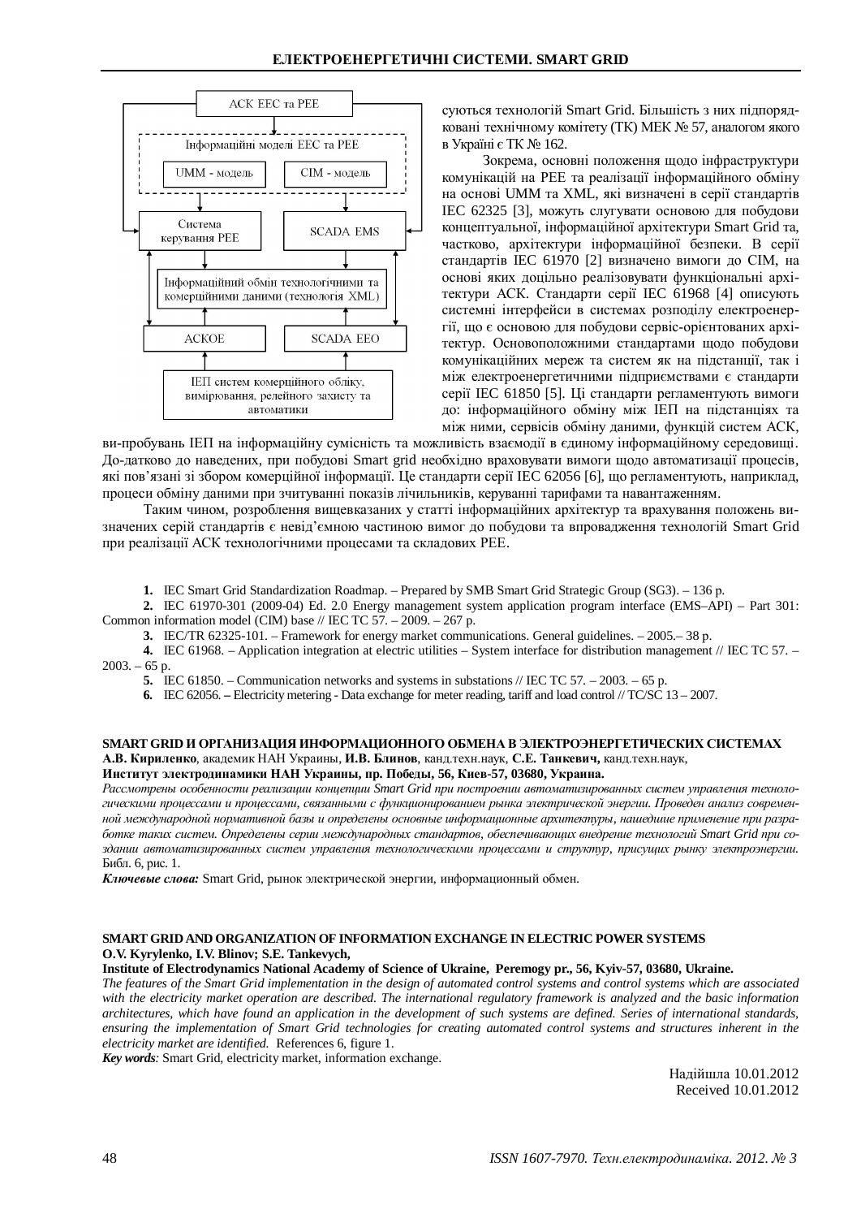суються технологій Smart Grid. Більшість з них підпорядковані технічному комітету (ТК) МЕК № 57, аналогом якого в Україні є ТК № 162.

Зокрема, основні положення щодо інфраструктури комунікацій на РЕЕ та реалізації інформаційного обміну на основі UMM та XML, які визначені в серії стандартів IEC 62325 [3], можуть слугувати основою для побудови концептуальної, інформаційної архітектури Smart Grid та, частково, архітектури інформаційної безпеки. В серії стандартів IEC 61970 [2] визначено вимоги до CIM, на основі яких доцільно реалізовувати функціональні архітектури АСК. Стандарти серії IEC 61968 [4] описують системні інтерфейси в системах розподілу електроенергії, що є основою для побудови сервіс-орієнтованих архітектур. Основоположними стандартами щодо побудови комунікаційних мереж та систем як на підстанції, так і між електроенергетичними підприємствами є стандарти серії IEC 61850 [5]. Ці стандарти регламентують вимоги до: інформаційного обміну між ІЕП на підстанціях та між ними, сервісів обміну даними, функцій систем АСК, ви-пробувань ІЕП на інформаційну сумісність та можливість взаємодії в єдиному інформаційному середовищі. До-датково до наведених, при побудові Smart grid необхідно враховувати вимоги щодо автоматизації процесів, які пов'язані зі збором комерційної інформації. Це стандарти серії IEC 62056 [6], що регламентують, наприклад, процеси обміну даними при зчитуванні показів лічильників, керуванні тарифами та навантаженням.

Таким чином, розроблення вищевказаних у статті інформаційних архітектур та врахування положень визначених серій стандартів є невід'ємною частиною вимог до побудови та впровадження технологій Smart Grid при реалізації АСК технологічними процесами та складових РЕЕ.

АСК ЕЕС та РЕЕ

Інформаційні моделі ЕЕС та РЕЕ

UMM - модель

CIM - модель

Система керування РЕЕ

SCADA EMS

Інформаційний обмін технологічними та комерційними даними (технологія XML)

АСКОЕ

SCADA ЕЕО

ІЕП систем комерційного обліку, вимірювання, релейного захисту та автоматики

1. IEC Smart Grid Standardization Roadmap. – Prepared by SMB Smart Grid Strategic Group (SG3). – 136 p.
2. IEC 61970-301 (2009-04) Ed. 2.0 Energy management system application program interface (EMS–API) – Part 301: Common information model (CIM) base // IEC TC 57. – 2009. – 267 p.
3. IEC/TR 62325-101. – Framework for energy market communications. General guidelines. – 2005.– 38 p.
4. IEC 61968. – Application integration at electric utilities – System interface for distribution management // IEC TC 57. – 2003. – 65 p.
5. IEC 61850. – Communication networks and systems in substations // IEC TC 57. – 2003. – 65 p.
6. IEC 62056. – Electricity metering - Data exchange for meter reading, tariff and load control // TC/SC 13 – 2007.

**SMART GRID И ОРГАНИЗАЦИЯ ИНФОРМАЦИОННОГО ОБМЕНА В ЭЛЕКТРОЭНЕРГЕТИЧЕСКИХ СИСТЕМАХ**

**А.В. Кириленко**, академик НАН Украины, **И.В. Блинов**, канд.техн.наук, **С.Е. Танкевич,** канд.техн.наук,
**Институт электродинамики НАН Украины, пр. Победы, 56, Киев-57, 03680, Украина.**

*Рассмотрены особенности реализации концепции Smart Grid при построении автоматизированных систем управления технологическими процессами и процессами, связанными с функционированием рынка электрической энергии. Проведен анализ современной международной нормативной базы и определены основные информационные архитектуры, нашедшие применение при разработке таких систем. Определены серии международных стандартов, обеспечивающих внедрение технологий Smart Grid при создании автоматизированных систем управления технологическими процессами и структур, присущих рынку электроэнергии.* Библ. 6, рис. 1.

***Ключевые слова:*** Smart Grid, рынок электрической энергии, информационный обмен.

**SMART GRID AND ORGANIZATION OF INFORMATION EXCHANGE IN ELECTRIC POWER SYSTEMS**

**O.V. Kyrylenko, I.V. Blinov; S.E. Tankevych,**
**Institute of Electrodynamics National Academy of Science of Ukraine, Peremogy pr., 56, Kyiv-57, 03680, Ukraine.**

*The features of the Smart Grid implementation in the design of automated control systems and control systems which are associated with the electricity market operation are described. The international regulatory framework is analyzed and the basic information architectures, which have found an application in the development of such systems are defined. Series of international standards, ensuring the implementation of Smart Grid technologies for creating automated control systems and structures inherent in the electricity market are identified.* References 6, figure 1.

***Key words****:* Smart Grid, electricity market, information exchange.

Надійшла 10.01.2012
Received 10.01.2012